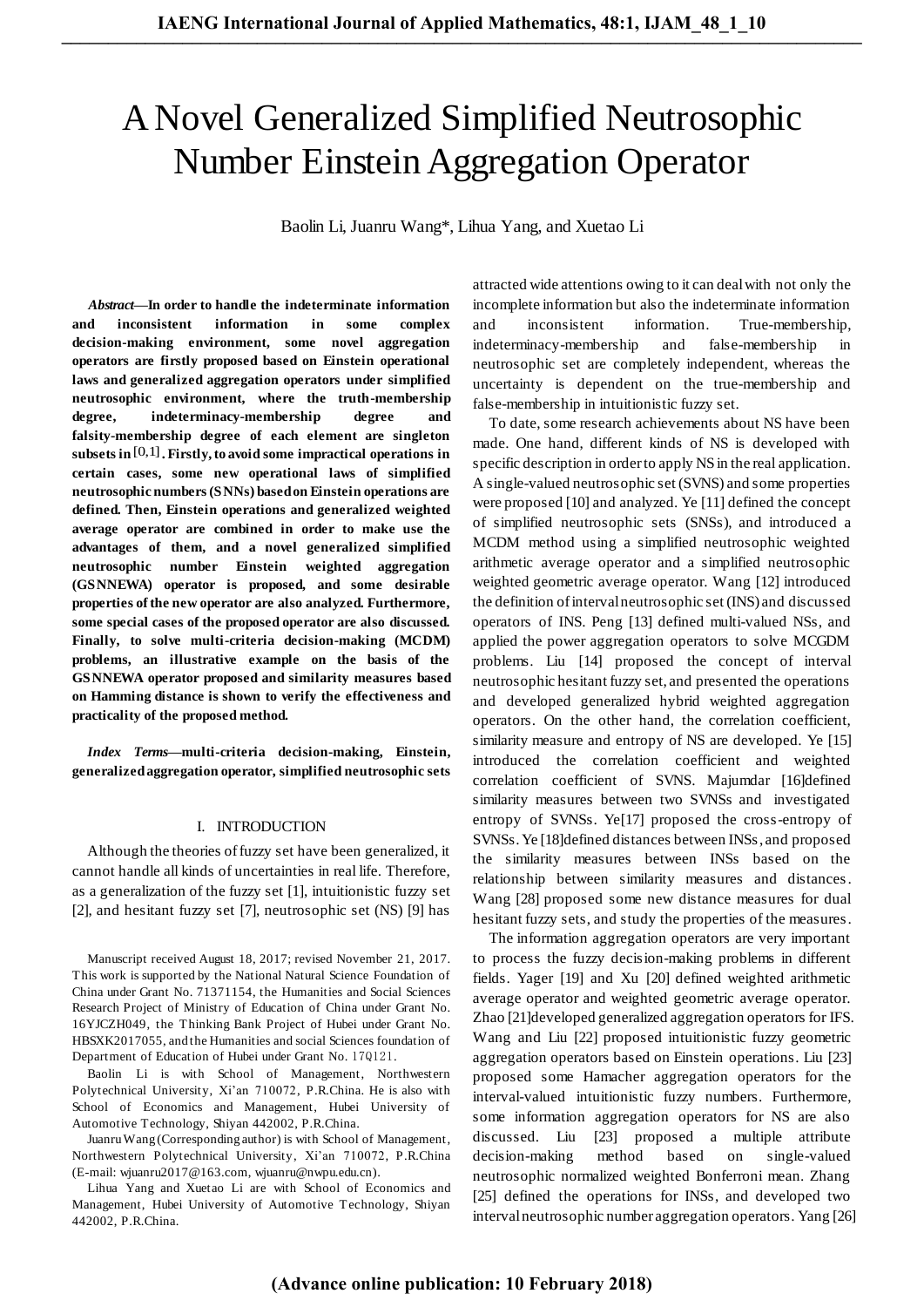# A Novel Generalized Simplified Neutrosophic Number Einstein Aggregation Operator

Baolin Li, Juanru Wang*, Lihua Yang, and Xuetao Li

***Abstract*—In order to handle the indeterminate information and inconsistent information in some complex decision-making environment, some novel aggregation operators are firstly proposed based on Einstein operational laws and generalized aggregation operators under simplified neutrosophic environment, where the truth-membership degree, indeterminacy-membership degree and falsity-membership degree of each element are singleton subsets in $[0,1]$. Firstly, to avoid some impractical operations in certain cases, some new operational laws of simplified neutrosophic numbers (SNNs) based on Einstein operations are defined. Then, Einstein operations and generalized weighted average operator are combined in order to make use the advantages of them, and a novel generalized simplified neutrosophic number Einstein weighted average (GSNNEWA) operator is proposed, and some desirable properties of the new operator are also analyzed. Furthermore, some special cases of the proposed operator are also discussed. Finally, to solve multi-criteria decision-making (MCDM) problems, an illustrative example on the basis of the GSNNEWA operator proposed and similarity measures based on Hamming distance is shown to verify the effectiveness and practicality of the proposed method.**

***Index Terms*—multi-criteria decision-making, Einstein, generalized aggregation operator, simplified neutrosophic sets**

## I. INTRODUCTION

Although the theories of fuzzy set have been generalized, it cannot handle all kinds of uncertainties in real life. Therefore, as a generalization of the fuzzy set [1], intuitionistic fuzzy set [2], and hesitant fuzzy set [7], neutrosophic set (NS) [9] has attracted wide attentions owing to it can deal with not only the incomplete information but also the indeterminate information and inconsistent information. True-membership, indeterminacy-membership and false-membership in neutrosophic set are completely independent, whereas the uncertainty is dependent on the true-membership and false-membership in intuitionistic fuzzy set.

To date, some research achievements about NS have been made. One hand, different kinds of NS is developed with specific description in order to apply NS in the real application. A single-valued neutrosophic set (SVNS) and some properties were proposed [10] and analyzed. Ye [11] defined the concept of simplified neutrosophic sets (SNSs), and introduced a MCDM method using a simplified neutrosophic weighted arithmetic average operator and a simplified neutrosophic weighted geometric average operator. Wang [12] introduced the definition of interval neutrosophic set (INS) and discussed operators of INS. Peng [13] defined multi-valued NSs, and applied the power aggregation operators to solve MCGDM problems. Liu [14] proposed the concept of interval neutrosophic hesitant fuzzy set, and presented the operations and developed generalized hybrid weighted aggregation operators. On the other hand, the correlation coefficient, similarity measure and entropy of NS are developed. Ye [15] introduced the correlation coefficient and weighted correlation coefficient of SVNS. Majumdar [16]defined similarity measures between two SVNSs and investigated entropy of SVNSs. Ye[17] proposed the cross-entropy of SVNSs. Ye [18]defined distances between INSs, and proposed the similarity measures between INSs based on the relationship between similarity measures and distances. Wang [28] proposed some new distance measures for dual hesitant fuzzy sets, and study the properties of the measures.

The information aggregation operators are very important to process the fuzzy decision-making problems in different fields. Yager [19] and Xu [20] defined weighted arithmetic average operator and weighted geometric average operator. Zhao [21]developed generalized aggregation operators for IFS. Wang and Liu [22] proposed intuitionistic fuzzy geometric aggregation operators based on Einstein operations. Liu [23] proposed some Hamacher aggregation operators for the interval-valued intuitionistic fuzzy numbers. Furthermore, some information aggregation operators for NS are also discussed. Liu [23] proposed a multiple attribute decision-making method based on single-valued neutrosophic normalized weighted Bonferroni mean. Zhang [25] defined the operations for INSs, and developed two interval neutrosophic number aggregation operators. Yang [26]

Manuscript received August 18, 2017; revised November 21, 2017. This work is supported by the National Natural Science Foundation of China under Grant No. 71371154, the Humanities and Social Sciences Research Project of Ministry of Education of China under Grant No. 16YJCZH049, the Thinking Bank Project of Hubei under Grant No. HBSXK2017055, and the Humanities and social Sciences foundation of Department of Education of Hubei under Grant No. 17Q121.

Baolin Li is with School of Management, Northwestern Polytechnical University, Xi'an 710072, P.R.China. He is also with School of Economics and Management, Hubei University of Automotive Technology, Shiyan 442002, P.R.China.

Juanru Wang (Corresponding author) is with School of Management, Northwestern Polytechnical University, Xi'an 710072, P.R.China (E-mail: wjuanru2017@163.com, wjuanru@nwpu.edu.cn).

Lihua Yang and Xuetao Li are with School of Economics and Management, Hubei University of Automotive Technology, Shiyan 442002, P.R.China.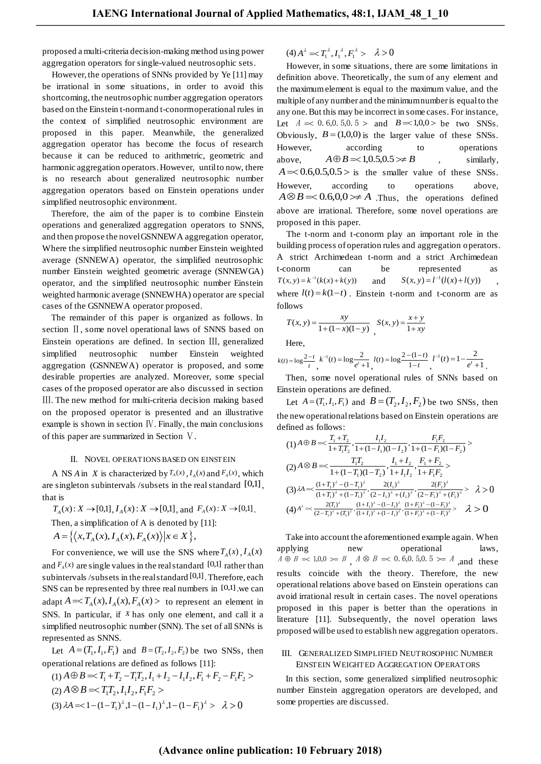proposed a multi-criteria decision-making method using power aggregation operators for single-valued neutrosophic sets.

However, the operations of SNNs provided by Ye [11] may be irrational in some situations, in order to avoid this shortcoming, the neutrosophic number aggregation operators based on the Einstein t-norm and t-conorm operational rules in the context of simplified neutrosophic environment are proposed in this paper. Meanwhile, the generalized aggregation operator has become the focus of research because it can be reduced to arithmetric, geometric and harmonic aggregation operators. However, until to now, there is no research about generalized neutrosophic number aggregation operators based on Einstein operations under simplified neutrosophic environment.

Therefore, the aim of the paper is to combine Einstein operations and generalized aggregation operators to SNNS, and then propose the novel GSNNEWA aggregation operator, Where the simplified neutrosophic number Einstein weighted average (SNNEWA) operator, the simplified neutrosophic number Einstein weighted geometric average (SNNEWGA) operator, and the simplified neutrosophic number Einstein weighted harmonic average (SNNEWHA) operator are special cases of the GSNNEWA operator proposed.

The remainder of this paper is organized as follows. In section Ⅱ, some novel operational laws of SNNS based on Einstein operations are defined. In section Ⅲ, generalized simplified neutrosophic number Einstein weighted aggregation (GSNNEWA) operator is proposed, and some desirable properties are analyzed. Moreover, some special cases of the proposed operator are also discussed in section Ⅲ. The new method for multi-criteria decision making based on the proposed operator is presented and an illustrative example is shown in section Ⅳ. Finally, the main conclusions of this paper are summarized in Section Ⅴ.

## II. Novel Operations Based on Einstein

A NS $A$ in $X$ is characterized by $T_A(x)$, $I_A(x)$ and $F_A(x)$, which are singleton subintervals /subsets in the real standard $[0,1]$, that is

$T_A(x): X \to [0,1]$, $I_A(x): X \to [0,1]$, and $F_A(x): X \to [0,1]$.

Then, a simplification of A is denoted by [11]:

$$A = \left\{ \left\langle x, T_A(x), I_A(x), F_A(x) \right\rangle \middle| x \in X \right\},$$

For convenience, we will use the SNS where $T_A(x)$, $I_A(x)$ and $F_A(x)$ are single values in the real standard $[0,1]$ rather than subintervals /subsets in the real standard $[0,1]$. Therefore, each SNS can be represented by three real numbers in $[0,1]$.we can adapt $A = < T_A(x), I_A(x), F_A(x) >$ to represent an element in SNS. In particular, if $X$ has only one element, and call it a simplified neutrosophic number (SNN). The set of all SNNs is represented as SNNS.

Let $A = (T_1, I_1, F_1)$ and $B = (T_2, I_2, F_2)$ be two SNSs, then operational relations are defined as follows [11]:

(1) $A \oplus B = < T_1 + T_2 - T_1T_2, I_1 + I_2 - I_1I_2, F_1 + F_2 - F_1F_2 >$

(2) $A \otimes B = < T_1T_2, I_1I_2, F_1F_2 >$

(3) $\lambda A = < 1-(1-T_1)^\lambda, 1-(1-I_1)^\lambda, 1-(1-F_1)^\lambda > \quad \lambda > 0$

(4) $A^\lambda = < T_1^\lambda, I_1^\lambda, F_1^\lambda > \quad \lambda > 0$

However, in some situations, there are some limitations in definition above. Theoretically, the sum of any element and the maximum element is equal to the maximum value, and the multiple of any number and the minimum number is equal to the any one. But this may be incorrect in some cases. For instance, Let $A = < 0.6, 0.5, 0.5 >$ and $B = < 1, 0, 0 >$ be two SNSs. Obviously, $B = (1,0,0)$ is the larger value of these SNSs. However, according to operations above, $A \oplus B = < 1, 0.5, 0.5 > \neq B$, similarly, $A = < 0.6, 0.5, 0.5 >$ is the smaller value of these SNSs. However, according to operations above, $A \otimes B = < 0.6, 0, 0 > \neq A$ .Thus, the operations defined above are irrational. Therefore, some novel operations are proposed in this paper.

The t-norm and t-conorm play an important role in the building process of operation rules and aggregation operators. A strict Archimedean t-norm and a strict Archimedean t-conorm can be represented as $T(x, y) = k^{-1}(k(x) + k(y))$ and $S(x, y) = l^{-1}(l(x) + l(y))$, where $l(t) = k(1-t)$. Einstein t-norm and t-conorm are as follows

$$T(x, y) = \frac{xy}{1 + (1-x)(1-y)}, \quad S(x, y) = \frac{x + y}{1 + xy}$$

Here,

$$k(t) = \log \frac{2-t}{t}, \quad k^{-1}(t) = \log \frac{2}{e^t + 1}, \quad l(t) = \log \frac{2-(1-t)}{1-t}, \quad l^{-1}(t) = 1 - \frac{2}{e^t + 1}.$$

Then, some novel operational rules of SNNs based on Einstein operations are defined.

Let $A = (T_1, I_1, F_1)$ and $B = (T_2, I_2, F_2)$ be two SNSs, then the new operational relations based on Einstein operations are defined as follows:

(1) $A \oplus B = < \dfrac{T_1 + T_2}{1 + T_1T_2}, \dfrac{I_1I_2}{1 + (1-I_1)(1-I_2)}, \dfrac{F_1F_2}{1 + (1-F_1)(1-F_2)} >$

(2) $A \otimes B = < \dfrac{T_1T_2}{1 + (1-T_1)(1-T_2)}, \dfrac{I_1 + I_2}{1 + I_1I_2}, \dfrac{F_1 + F_2}{1 + F_1F_2} >$

(3) $\lambda A = < \dfrac{(1+T_1)^\lambda - (1-T_1)^\lambda}{(1+T_1)^\lambda + (1-T_1)^\lambda}, \dfrac{2(I_1)^\lambda}{(2-I_1)^\lambda + (I_1)^\lambda}, \dfrac{2(F_1)^\lambda}{(2-F_1)^\lambda + (F_1)^\lambda} > \quad \lambda > 0$

(4) $A^\lambda = < \dfrac{2(T_1)^\lambda}{(2-T_1)^\lambda + (T_1)^\lambda}, \dfrac{(1+I_1)^\lambda - (1-I_1)^\lambda}{(1+I_1)^\lambda + (1-I_1)^\lambda}, \dfrac{(1+F_1)^\lambda - (1-F_1)^\lambda}{(1+F_1)^\lambda + (1-F_1)^\lambda} > \quad \lambda > 0$

Take into account the aforementioned example again. When applying new operational laws, $A \oplus B = < 1, 0, 0 > = B$, $A \otimes B = < 0.6, 0.5, 0.5 > = A$ ,and these results coincide with the theory. Therefore, the new operational relations above based on Einstein operations can avoid irrational result in certain cases. The novel operations proposed in this paper is better than the operations in literature [11]. Subsequently, the novel operation laws proposed will be used to establish new aggregation operators.

## III. Generalized Simplified Neutrosophic Number Einstein Weighted Aggregation Operators

In this section, some generalized simplified neutrosophic number Einstein aggregation operators are developed, and some properties are discussed.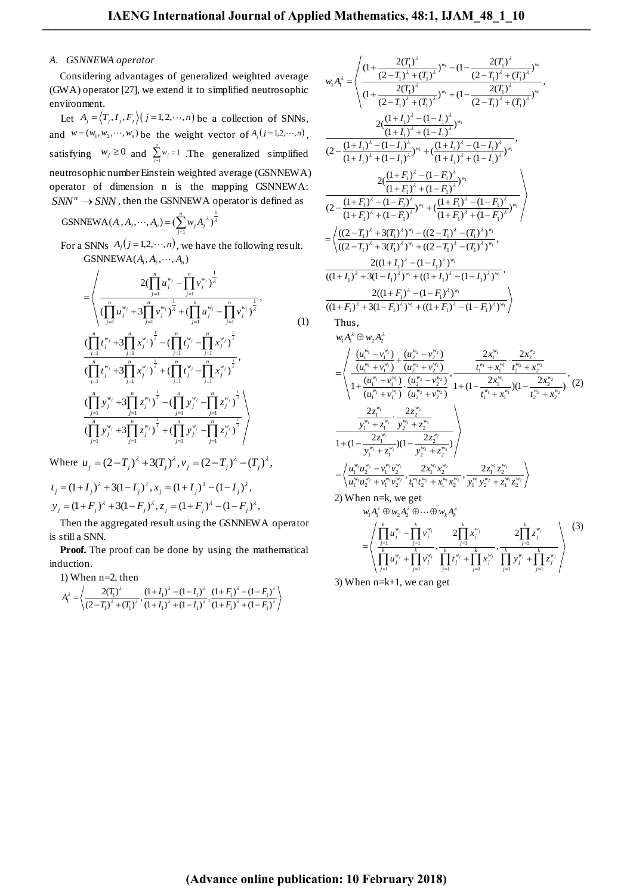### A. GSNNEWA operator

Considering advantages of generalized weighted average (GWA) operator [27], we extend it to simplified neutrosophic environment.

Let $A_j = \langle T_j, I_j, F_j \rangle (j = 1, 2, \cdots, n)$ be a collection of SNNs, and $w = (w_1, w_2, \cdots, w_n)$ be the weight vector of $A_j (j = 1, 2, \cdots, n)$, satisfying $w_j \geq 0$ and $\sum_{j=1}^{n} w_j = 1$. The generalized simplified neutrosophic number Einstein weighted average (GSNNEWA) operator of dimension n is the mapping GSNNEWA: $SNN^n \to SNN$, then the GSNNEWA operator is defined as

$$\text{GSNNEWA}(A_1, A_2, \cdots, A_n) = (\sum_{j=1}^{n} w_j A_j^{\lambda})^{\frac{1}{\lambda}}$$

For a SNNs $A_j (j = 1, 2, \cdots, n)$, we have the following result.

$$\text{GSNNEWA}(A_1, A_2, \cdots, A_n)$$

$$= \left\langle \frac{2(\prod_{j=1}^{n} u_j^{w_j} - \prod_{j=1}^{n} v_j^{w_j})^{\frac{1}{\lambda}}}{(\prod_{j=1}^{n} u_j^{w_j} + 3\prod_{j=1}^{n} v_j^{w_j})^{\frac{1}{\lambda}} + (\prod_{j=1}^{n} u_j^{w_j} - \prod_{j=1}^{n} v_j^{w_j})^{\frac{1}{\lambda}}}, \right.$$

$$\frac{(\prod_{j=1}^{n} t_j^{w_j} + 3\prod_{j=1}^{n} x_j^{w_j})^{\frac{1}{\lambda}} - (\prod_{j=1}^{n} t_j^{w_j} - \prod_{j=1}^{n} x_j^{w_j})^{\frac{1}{\lambda}}}{(\prod_{j=1}^{n} t_j^{w_j} + 3\prod_{j=1}^{n} x_j^{w_j})^{\frac{1}{\lambda}} + (\prod_{j=1}^{n} t_j^{w_j} - \prod_{j=1}^{n} x_j^{w_j})^{\frac{1}{\lambda}}}, \tag{1}$$

$$\left. \frac{(\prod_{j=1}^{n} y_j^{w_j} + 3\prod_{j=1}^{n} z_j^{w_j})^{\frac{1}{\lambda}} - (\prod_{j=1}^{n} y_j^{w_j} - \prod_{j=1}^{n} z_j^{w_j})^{\frac{1}{\lambda}}}{(\prod_{j=1}^{n} y_j^{w_j} + 3\prod_{j=1}^{n} z_j^{w_j})^{\frac{1}{\lambda}} + (\prod_{j=1}^{n} y_j^{w_j} - \prod_{j=1}^{n} z_j^{w_j})^{\frac{1}{\lambda}}} \right\rangle$$

Where $u_j = (2 - T_j)^{\lambda} + 3(T_j)^{\lambda}, v_j = (2 - T_j)^{\lambda} - (T_j)^{\lambda}$,

$t_j = (1 + I_j)^{\lambda} + 3(1 - I_j)^{\lambda}, x_j = (1 + I_j)^{\lambda} - (1 - I_j)^{\lambda}$,

$y_j = (1 + F_j)^{\lambda} + 3(1 - F_j)^{\lambda}, z_j = (1 + F_j)^{\lambda} - (1 - F_j)^{\lambda}$,

Then the aggregated result using the GSNNEWA operator is still a SNN.

**Proof.** The proof can be done by using the mathematical induction.

1) When n=2, then

$$A_1^{\lambda} = \left\langle \frac{2(T_1)^{\lambda}}{(2 - T_1)^{\lambda} + (T_1)^{\lambda}}, \frac{(1 + I_1)^{\lambda} - (1 - I_1)^{\lambda}}{(1 + I_1)^{\lambda} + (1 - I_1)^{\lambda}}, \frac{(1 + F_1)^{\lambda} - (1 - F_1)^{\lambda}}{(1 + F_1)^{\lambda} + (1 - F_1)^{\lambda}} \right\rangle$$

$$w_1 A_1^{\lambda} = \left\langle \frac{(1 + \frac{2(T_1)^{\lambda}}{(2 - T_1)^{\lambda} + (T_1)^{\lambda}})^{w_1} - (1 - \frac{2(T_1)^{\lambda}}{(2 - T_1)^{\lambda} + (T_1)^{\lambda}})^{w_1}}{(1 + \frac{2(T_1)^{\lambda}}{(2 - T_1)^{\lambda} + (T_1)^{\lambda}})^{w_1} + (1 - \frac{2(T_1)^{\lambda}}{(2 - T_1)^{\lambda} + (T_1)^{\lambda}})^{w_1}}, \right.$$

$$\frac{2(\frac{(1 + I_1)^{\lambda} - (1 - I_1)^{\lambda}}{(1 + I_1)^{\lambda} + (1 - I_1)^{\lambda}})^{w_1}}{(2 - \frac{(1 + I_1)^{\lambda} - (1 - I_1)^{\lambda}}{(1 + I_1)^{\lambda} + (1 - I_1)^{\lambda}})^{w_1} + (\frac{(1 + I_1)^{\lambda} - (1 - I_1)^{\lambda}}{(1 + I_1)^{\lambda} + (1 - I_1)^{\lambda}})^{w_1}},$$

$$\left. \frac{2(\frac{(1 + F_1)^{\lambda} - (1 - F_1)^{\lambda}}{(1 + F_1)^{\lambda} + (1 - F_1)^{\lambda}})^{w_1}}{(2 - \frac{(1 + F_1)^{\lambda} - (1 - F_1)^{\lambda}}{(1 + F_1)^{\lambda} + (1 - F_1)^{\lambda}})^{w_1} + (\frac{(1 + F_1)^{\lambda} - (1 - F_1)^{\lambda}}{(1 + F_1)^{\lambda} + (1 - F_1)^{\lambda}})^{w_1}} \right\rangle$$

$$= \left\langle \frac{((2 - T_1)^{\lambda} + 3(T_1)^{\lambda})^{w_1} - ((2 - T_1)^{\lambda} - (T_1)^{\lambda})^{w_1}}{((2 - T_1)^{\lambda} + 3(T_1)^{\lambda})^{w_1} + ((2 - T_1)^{\lambda} - (T_1)^{\lambda})^{w_1}}, \right.$$

$$\frac{2((1 + I_1)^{\lambda} - (1 - I_1)^{\lambda})^{w_1}}{((1 + I_1)^{\lambda} + 3(1 - I_1)^{\lambda})^{w_1} + ((1 + I_1)^{\lambda} - (1 - I_1)^{\lambda})^{w_1}},$$

$$\left. \frac{2((1 + F_1)^{\lambda} - (1 - F_1)^{\lambda})^{w_1}}{((1 + F_1)^{\lambda} + 3(1 - F_1)^{\lambda})^{w_1} + ((1 + F_1)^{\lambda} - (1 - F_1)^{\lambda})^{w_1}} \right\rangle$$

Thus,

$$w_1 A_1^{\lambda} \oplus w_2 A_2^{\lambda}$$

$$= \left\langle \frac{\frac{(u_1^{w_1} - v_1^{w_1})}{(u_1^{w_1} + v_1^{w_1})} + \frac{(u_2^{w_2} - v_2^{w_2})}{(u_2^{w_2} + v_2^{w_2})}}{1 + \frac{(u_1^{w_1} - v_1^{w_1})}{(u_1^{w_1} + v_1^{w_1})} \cdot \frac{(u_2^{w_2} - v_2^{w_2})}{(u_2^{w_2} + v_2^{w_2})}}, \frac{\frac{2x_1^{w_1}}{t_1^{w_1} + x_1^{w_1}} \cdot \frac{2x_2^{w_2}}{t_2^{w_2} + x_2^{w_2}}}{1 + (1 - \frac{2x_1^{w_1}}{t_1^{w_1} + x_1^{w_1}})(1 - \frac{2x_2^{w_2}}{t_2^{w_2} + x_2^{w_2}})}, \right. \tag{2}$$

$$\left. \frac{\frac{2z_1^{w_1}}{y_1^{w_1} + z_1^{w_1}} \cdot \frac{2z_2^{w_2}}{y_2^{w_2} + z_2^{w_2}}}{1 + (1 - \frac{2z_1^{w_1}}{y_1^{w_1} + z_1^{w_1}})(1 - \frac{2z_2^{w_2}}{y_2^{w_2} + z_2^{w_2}})} \right\rangle$$

$$= \left\langle \frac{u_1^{w_1} u_2^{w_2} - v_1^{w_1} v_2^{w_2}}{u_1^{w_1} u_2^{w_2} + v_1^{w_1} v_2^{w_2}}, \frac{2x_1^{w_1} x_2^{w_2}}{t_1^{w_1} t_2^{w_2} + x_1^{w_1} x_2^{w_2}}, \frac{2z_1^{w_1} z_2^{w_2}}{y_1^{w_1} y_2^{w_2} + z_1^{w_1} z_2^{w_2}} \right\rangle$$

2) When n=k, we get

$$w_1 A_1^{\lambda} \oplus w_2 A_2^{\lambda} \oplus \cdots \oplus w_k A_k^{\lambda}$$

$$= \left\langle \frac{\prod_{j=1}^{k} u_j^{w_j} - \prod_{j=1}^{k} v_j^{w_j}}{\prod_{j=1}^{k} u_j^{w_j} + \prod_{j=1}^{k} v_j^{w_j}}, \frac{2\prod_{j=1}^{k} x_j^{w_j}}{\prod_{j=1}^{k} t_j^{w_j} + \prod_{j=1}^{k} x_j^{w_j}}, \frac{2\prod_{j=1}^{k} z_j^{w_j}}{\prod_{j=1}^{k} y_j^{w_j} + \prod_{j=1}^{k} z_j^{w_j}} \right\rangle \tag{3}$$

3) When n=k+1, we can get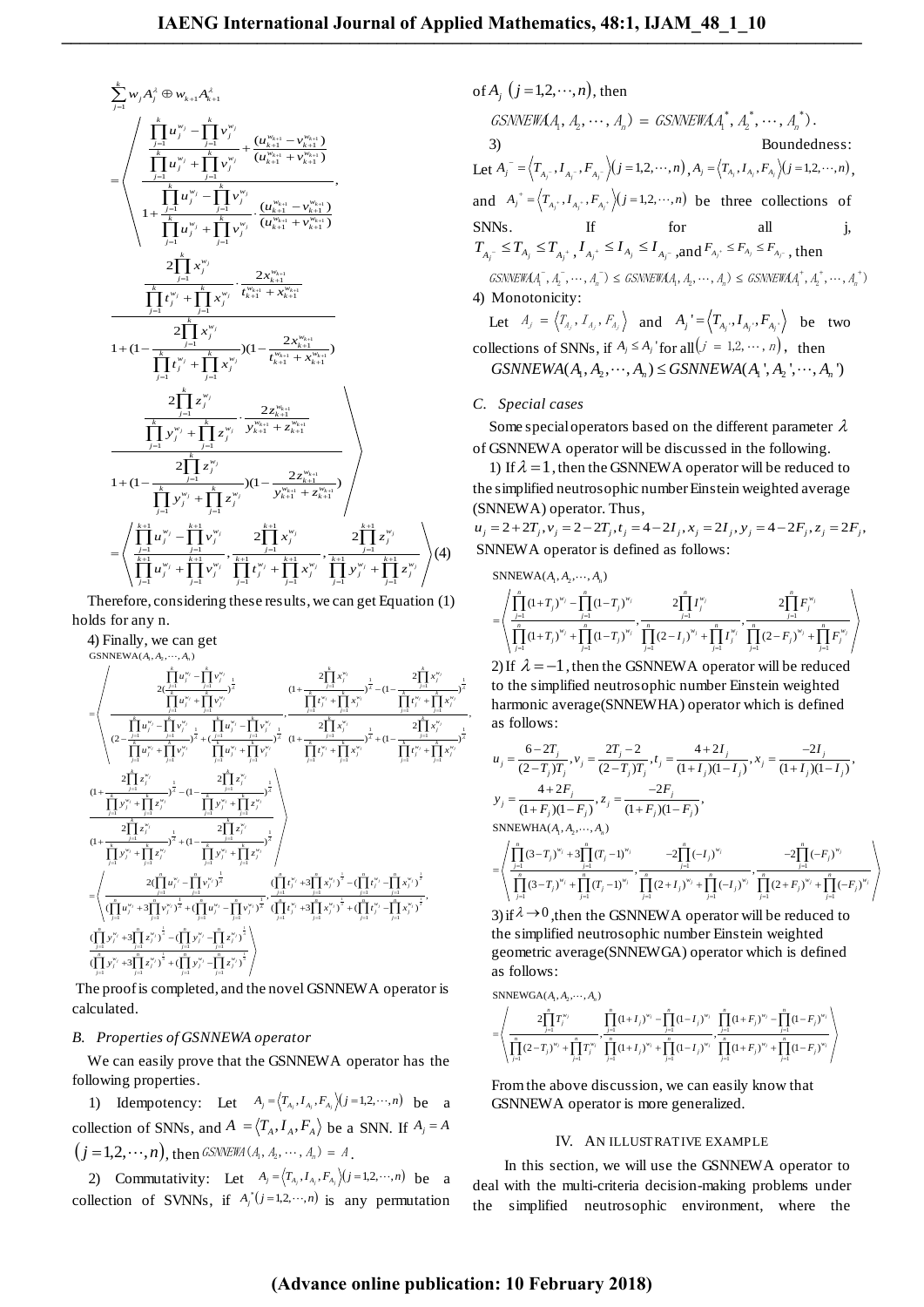$$\sum_{j=1}^{k} w_j A_j^{\lambda} \oplus w_{k+1} A_{k+1}^{\lambda}$$

$$= \left\langle \begin{array}{c} \dfrac{\dfrac{\prod_{j=1}^{k} u_j^{w_j} - \prod_{j=1}^{k} v_j^{w_j}}{\prod_{j=1}^{k} u_j^{w_j} + \prod_{j=1}^{k} v_j^{w_j}} + \dfrac{(u_{k+1}^{w_{k+1}} - v_{k+1}^{w_{k+1}})}{(u_{k+1}^{w_{k+1}} + v_{k+1}^{w_{k+1}})}}{1 + \dfrac{\prod_{j=1}^{k} u_j^{w_j} - \prod_{j=1}^{k} v_j^{w_j}}{\prod_{j=1}^{k} u_j^{w_j} + \prod_{j=1}^{k} v_j^{w_j}} \cdot \dfrac{(u_{k+1}^{w_{k+1}} - v_{k+1}^{w_{k+1}})}{(u_{k+1}^{w_{k+1}} + v_{k+1}^{w_{k+1}})}}, \\ \dfrac{\dfrac{2\prod_{j=1}^{k} x_j^{w_j}}{\prod_{j=1}^{k} t_j^{w_j} + \prod_{j=1}^{k} x_j^{w_j}} \cdot \dfrac{2 x_{k+1}^{w_{k+1}}}{t_{k+1}^{w_{k+1}} + x_{k+1}^{w_{k+1}}}}{1 + (1 - \dfrac{2\prod_{j=1}^{k} x_j^{w_j}}{\prod_{j=1}^{k} t_j^{w_j} + \prod_{j=1}^{k} x_j^{w_j}})(1 - \dfrac{2 x_{k+1}^{w_{k+1}}}{t_{k+1}^{w_{k+1}} + x_{k+1}^{w_{k+1}}})} \\ \dfrac{\dfrac{2\prod_{j=1}^{k} z_j^{w_j}}{\prod_{j=1}^{k} y_j^{w_j} + \prod_{j=1}^{k} z_j^{w_j}} \cdot \dfrac{2 z_{k+1}^{w_{k+1}}}{y_{k+1}^{w_{k+1}} + z_{k+1}^{w_{k+1}}}}{1 + (1 - \dfrac{2\prod_{j=1}^{k} z_j^{w_j}}{\prod_{j=1}^{k} y_j^{w_j} + \prod_{j=1}^{k} z_j^{w_j}})(1 - \dfrac{2 z_{k+1}^{w_{k+1}}}{y_{k+1}^{w_{k+1}} + z_{k+1}^{w_{k+1}}})} \end{array} \right\rangle$$

$$= \left\langle \frac{\prod_{j=1}^{k+1} u_j^{w_j} - \prod_{j=1}^{k+1} v_j^{w_j}}{\prod_{j=1}^{k+1} u_j^{w_j} + \prod_{j=1}^{k+1} v_j^{w_j}}, \frac{2\prod_{j=1}^{k+1} x_j^{w_j}}{\prod_{j=1}^{k+1} t_j^{w_j} + \prod_{j=1}^{k+1} x_j^{w_j}}, \frac{2\prod_{j=1}^{k+1} z_j^{w_j}}{\prod_{j=1}^{k+1} y_j^{w_j} + \prod_{j=1}^{k+1} z_j^{w_j}} \right\rangle \quad (4)$$

Therefore, considering these results, we can get Equation (1) holds for any n.

4) Finally, we can get

$$\text{GSNNEWA}(A_1, A_2, \cdots, A_n)$$

$$= \left\langle \begin{array}{c} \dfrac{2(\dfrac{\prod_{j=1}^{k} u_j^{w_j} - \prod_{j=1}^{k} v_j^{w_j}}{\prod_{j=1}^{k} u_j^{w_j} + \prod_{j=1}^{k} v_j^{w_j}})^{\frac{1}{\lambda}}}{(2 - \dfrac{\prod_{j=1}^{k} u_j^{w_j} - \prod_{j=1}^{k} v_j^{w_j}}{\prod_{j=1}^{k} u_j^{w_j} + \prod_{j=1}^{k} v_j^{w_j}})^{\frac{1}{\lambda}} + (\dfrac{\prod_{j=1}^{k} u_j^{w_j} - \prod_{j=1}^{k} v_j^{w_j}}{\prod_{j=1}^{k} u_j^{w_j} + \prod_{j=1}^{k} v_j^{w_j}})^{\frac{1}{\lambda}}}, \dfrac{(1 + \dfrac{2\prod_{j=1}^{k} x_j^{w_j}}{\prod_{j=1}^{k} t_j^{w_j} + \prod_{j=1}^{k} x_j^{w_j}})^{\frac{1}{\lambda}} - (1 - \dfrac{2\prod_{j=1}^{k} x_j^{w_j}}{\prod_{j=1}^{k} t_j^{w_j} + \prod_{j=1}^{k} x_j^{w_j}})^{\frac{1}{\lambda}}}{(1 + \dfrac{2\prod_{j=1}^{k} x_j^{w_j}}{\prod_{j=1}^{k} t_j^{w_j} + \prod_{j=1}^{k} x_j^{w_j}})^{\frac{1}{\lambda}} + (1 - \dfrac{2\prod_{j=1}^{k} x_j^{w_j}}{\prod_{j=1}^{k} t_j^{w_j} + \prod_{j=1}^{k} x_j^{w_j}})^{\frac{1}{\lambda}}}, \\ \dfrac{(1 + \dfrac{2\prod_{j=1}^{k} z_j^{w_j}}{\prod_{j=1}^{k} y_j^{w_j} + \prod_{j=1}^{k} z_j^{w_j}})^{\frac{1}{\lambda}} - (1 - \dfrac{2\prod_{j=1}^{k} z_j^{w_j}}{\prod_{j=1}^{k} y_j^{w_j} + \prod_{j=1}^{k} z_j^{w_j}})^{\frac{1}{\lambda}}}{(1 + \dfrac{2\prod_{j=1}^{k} z_j^{w_j}}{\prod_{j=1}^{k} y_j^{w_j} + \prod_{j=1}^{k} z_j^{w_j}})^{\frac{1}{\lambda}} + (1 - \dfrac{2\prod_{j=1}^{k} z_j^{w_j}}{\prod_{j=1}^{k} y_j^{w_j} + \prod_{j=1}^{k} z_j^{w_j}})^{\frac{1}{\lambda}}} \end{array} \right\rangle$$

$$= \left\langle \begin{array}{c} \dfrac{2(\prod_{j=1}^{n} u_j^{w_j} - \prod_{j=1}^{n} v_j^{w_j})^{\frac{1}{\lambda}}}{(\prod_{j=1}^{n} u_j^{w_j} + 3\prod_{j=1}^{n} v_j^{w_j})^{\frac{1}{\lambda}} + (\prod_{j=1}^{n} u_j^{w_j} - \prod_{j=1}^{n} v_j^{w_j})^{\frac{1}{\lambda}}}, \dfrac{(\prod_{j=1}^{n} t_j^{w_j} + 3\prod_{j=1}^{n} x_j^{w_j})^{\frac{1}{\lambda}} - (\prod_{j=1}^{n} t_j^{w_j} - \prod_{j=1}^{n} x_j^{w_j})^{\frac{1}{\lambda}}}{(\prod_{j=1}^{n} t_j^{w_j} + 3\prod_{j=1}^{n} x_j^{w_j})^{\frac{1}{\lambda}} + (\prod_{j=1}^{n} t_j^{w_j} - \prod_{j=1}^{n} x_j^{w_j})^{\frac{1}{\lambda}}}, \\ \dfrac{(\prod_{j=1}^{n} y_j^{w_j} + 3\prod_{j=1}^{n} z_j^{w_j})^{\frac{1}{\lambda}} - (\prod_{j=1}^{n} y_j^{w_j} - \prod_{j=1}^{n} z_j^{w_j})^{\frac{1}{\lambda}}}{(\prod_{j=1}^{n} y_j^{w_j} + 3\prod_{j=1}^{n} z_j^{w_j})^{\frac{1}{\lambda}} + (\prod_{j=1}^{n} y_j^{w_j} - \prod_{j=1}^{n} z_j^{w_j})^{\frac{1}{\lambda}}} \end{array} \right\rangle$$

The proof is completed, and the novel GSNNEWA operator is calculated.

### B. Properties of GSNNEWA operator

We can easily prove that the GSNNEWA operator has the following properties.

1) Idempotency: Let $A_j = \langle T_{A_j}, I_{A_j}, F_{A_j} \rangle (j = 1, 2, \cdots, n)$ be a collection of SNNs, and $A = \langle T_A, I_A, F_A \rangle$ be a SNN. If $A_j = A$ $(j = 1, 2, \cdots, n)$, then $GSNNEWA(A_1, A_2, \cdots, A_n) = A$.

2) Commutativity: Let $A_j = \langle T_{A_j}, I_{A_j}, F_{A_j} \rangle (j = 1, 2, \cdots, n)$ be a collection of SVNNs, if $A_j^{*} (j = 1, 2, \cdots, n)$ is any permutation of $A_j$ $(j = 1, 2, \cdots, n)$, then

$GSNNEWA(A_1, A_2, \cdots, A_n) = GSNNEWA(A_1^{*}, A_2^{*}, \cdots, A_n^{*})$.

3) Boundedness: Let $A_j^{-} = \langle T_{A_j^{-}}, I_{A_j^{-}}, F_{A_j^{-}} \rangle (j = 1, 2, \cdots, n)$, $A_j = \langle T_{A_j}, I_{A_j}, F_{A_j} \rangle (j = 1, 2, \cdots, n)$, and $A_j^{+} = \langle T_{A_j^{+}}, I_{A_j^{+}}, F_{A_j^{+}} \rangle (j = 1, 2, \cdots, n)$ be three collections of SNNs. If for all j, $T_{A_j^{-}} \le T_{A_j} \le T_{A_j^{+}}$, $I_{A_j^{+}} \le I_{A_j} \le I_{A_j^{-}}$, and $F_{A_j^{+}} \le F_{A_j} \le F_{A_j^{-}}$, then

$GSNNEWA(A_1^{-}, A_2^{-}, \cdots, A_n^{-}) \le GSNNEWA(A_1, A_2, \cdots, A_n) \le GSNNEWA(A_1^{+}, A_2^{+}, \cdots, A_n^{+})$

4) Monotonicity:

Let $A_j = \langle T_{A_j}, I_{A_j}, F_{A_j} \rangle$ and $A_j' = \langle T_{A_j'}, I_{A_j'}, F_{A_j'} \rangle$ be two collections of SNNs, if $A_j \le A_j'$ for all $(j = 1, 2, \cdots, n)$, then

$GSNNEWA(A_1, A_2, \cdots, A_n) \le GSNNEWA(A_1', A_2', \cdots, A_n')$

### C. Special cases

Some special operators based on the different parameter $\lambda$ of GSNNEWA operator will be discussed in the following.

1) If $\lambda = 1$, then the GSNNEWA operator will be reduced to the simplified neutrosophic number Einstein weighted average (SNNEWA) operator. Thus,

$u_j = 2 + 2T_j, v_j = 2 - 2T_j, t_j = 4 - 2I_j, x_j = 2I_j, y_j = 4 - 2F_j, z_j = 2F_j$,

SNNEWA operator is defined as follows:

$$\text{SNNEWA}(A_1, A_2, \cdots, A_n)$$

$$= \left\langle \frac{\prod_{j=1}^{n}(1+T_j)^{w_j} - \prod_{j=1}^{n}(1-T_j)^{w_j}}{\prod_{j=1}^{n}(1+T_j)^{w_j} + \prod_{j=1}^{n}(1-T_j)^{w_j}}, \frac{2\prod_{j=1}^{n} I_j^{w_j}}{\prod_{j=1}^{n}(2-I_j)^{w_j} + \prod_{j=1}^{n} I_j^{w_j}}, \frac{2\prod_{j=1}^{n} F_j^{w_j}}{\prod_{j=1}^{n}(2-F_j)^{w_j} + \prod_{j=1}^{n} F_j^{w_j}} \right\rangle$$

2) If $\lambda = -1$, then the GSNNEWA operator will be reduced to the simplified neutrosophic number Einstein weighted harmonic average(SNNEWHA) operator which is defined as follows:

$$u_j = \frac{6 - 2T_j}{(2 - T_j)T_j}, v_j = \frac{2T_j - 2}{(2 - T_j)T_j}, t_j = \frac{4 + 2I_j}{(1 + I_j)(1 - I_j)}, x_j = \frac{-2I_j}{(1 + I_j)(1 - I_j)},$$

$$y_j = \frac{4 + 2F_j}{(1 + F_j)(1 - F_j)}, z_j = \frac{-2F_j}{(1 + F_j)(1 - F_j)},$$

$$\text{SNNEWHA}(A_1, A_2, \cdots, A_n)$$

$$= \left\langle \frac{\prod_{j=1}^{n}(3-T_j)^{w_j} + 3\prod_{j=1}^{n}(T_j-1)^{w_j}}{\prod_{j=1}^{n}(3-T_j)^{w_j} + \prod_{j=1}^{n}(T_j-1)^{w_j}}, \frac{-2\prod_{j=1}^{n}(-I_j)^{w_j}}{\prod_{j=1}^{n}(2+I_j)^{w_j} + \prod_{j=1}^{n}(-I_j)^{w_j}}, \frac{-2\prod_{j=1}^{n}(-F_j)^{w_j}}{\prod_{j=1}^{n}(2+F_j)^{w_j} + \prod_{j=1}^{n}(-F_j)^{w_j}} \right\rangle$$

3) if $\lambda \to 0$, then the GSNNEWA operator will be reduced to the simplified neutrosophic number Einstein weighted geometric average(SNNEWGA) operator which is defined as follows:

$$\text{SNNEWGA}(A_1, A_2, \cdots, A_n)$$

$$= \left\langle \frac{2\prod_{j=1}^{n} T_j^{w_j}}{\prod_{j=1}^{n}(2-T_j)^{w_j} + \prod_{j=1}^{n} T_j^{w_j}}, \frac{\prod_{j=1}^{n}(1+I_j)^{w_j} - \prod_{j=1}^{n}(1-I_j)^{w_j}}{\prod_{j=1}^{n}(1+I_j)^{w_j} + \prod_{j=1}^{n}(1-I_j)^{w_j}}, \frac{\prod_{j=1}^{n}(1+F_j)^{w_j} - \prod_{j=1}^{n}(1-F_j)^{w_j}}{\prod_{j=1}^{n}(1+F_j)^{w_j} + \prod_{j=1}^{n}(1-F_j)^{w_j}} \right\rangle$$

From the above discussion, we can easily know that GSNNEWA operator is more generalized.

## IV. AN ILLUSTRATIVE EXAMPLE

In this section, we will use the GSNNEWA operator to deal with the multi-criteria decision-making problems under the simplified neutrosophic environment, where the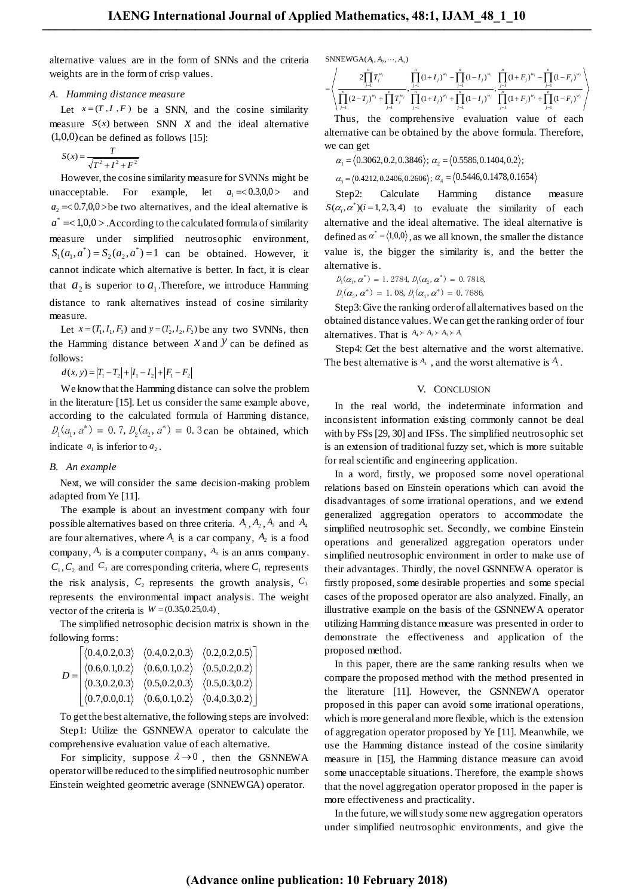alternative values are in the form of SNNs and the criteria weights are in the form of crisp values.

### *A. Hamming distance measure*

Let $x = (T, I, F)$ be a SNN, and the cosine similarity measure $S(x)$ between SNN $x$ and the ideal alternative $(1,0,0)$ can be defined as follows [15]:

$$S(x) = \frac{T}{\sqrt{T^2 + I^2 + F^2}}$$

However, the cosine similarity measure for SVNNs might be unacceptable. For example, let $a_1 = <0.3,0,0>$ and $a_2 = <0.7,0,0>$ be two alternatives, and the ideal alternative is $a^* = <1,0,0>$. According to the calculated formula of similarity measure under simplified neutrosophic environment, $S_1(a_1, a^*) = S_2(a_2, a^*) = 1$ can be obtained. However, it cannot indicate which alternative is better. In fact, it is clear that $a_2$ is superior to $a_1$. Therefore, we introduce Hamming distance to rank alternatives instead of cosine similarity measure.

Let $x = (T_1, I_1, F_1)$ and $y = (T_2, I_2, F_2)$ be any two SVNNs, then the Hamming distance between $x$ and $y$ can be defined as follows:

$$d(x, y) = |T_1 - T_2| + |I_1 - I_2| + |F_1 - F_2|$$

We know that the Hamming distance can solve the problem in the literature [15]. Let us consider the same example above, according to the calculated formula of Hamming distance, $D_1(a_1, a^*) = 0.7$, $D_2(a_2, a^*) = 0.3$ can be obtained, which indicate $a_1$ is inferior to $a_2$.

### *B. An example*

Next, we will consider the same decision-making problem adapted from Ye [11].

The example is about an investment company with four possible alternatives based on three criteria. $A_1, A_2, A_3$ and $A_4$ are four alternatives, where $A_1$ is a car company, $A_2$ is a food company, $A_3$ is a computer company, $A_4$ is an arms company. $C_1, C_2$ and $C_3$ are corresponding criteria, where $C_1$ represents the risk analysis, $C_2$ represents the growth analysis, $C_3$ represents the environmental impact analysis. The weight vector of the criteria is $W = (0.35, 0.25, 0.4)$.

The simplified netrosophic decision matrix is shown in the following forms:

$$D = \begin{bmatrix} \langle 0.4,0.2,0.3\rangle & \langle 0.4,0.2,0.3\rangle & \langle 0.2,0.2,0.5\rangle \\ \langle 0.6,0.1,0.2\rangle & \langle 0.6,0.1,0.2\rangle & \langle 0.5,0.2,0.2\rangle \\ \langle 0.3,0.2,0.3\rangle & \langle 0.5,0.2,0.3\rangle & \langle 0.5,0.3,0.2\rangle \\ \langle 0.7,0.0,0.1\rangle & \langle 0.6,0.1,0.2\rangle & \langle 0.4,0.3,0.2\rangle \end{bmatrix}$$

To get the best alternative, the following steps are involved:

Step1: Utilize the GSNNEWA operator to calculate the comprehensive evaluation value of each alternative.

For simplicity, suppose $\lambda \to 0$, then the GSNNEWA operator will be reduced to the simplified neutrosophic number Einstein weighted geometric average (SNNEWGA) operator.

$$\text{SNNEWGA}(A_1, A_2, \cdots, A_n) = \left\langle \frac{2\prod_{j=1}^{n} T_j^{w_j}}{\prod_{j=1}^{n}(2-T_j)^{w_j} + \prod_{j=1}^{n} T_j^{w_j}}, \frac{\prod_{j=1}^{n}(1+I_j)^{w_j} - \prod_{j=1}^{n}(1-I_j)^{w_j}}{\prod_{j=1}^{n}(1+I_j)^{w_j} + \prod_{j=1}^{n}(1-I_j)^{w_j}}, \frac{\prod_{j=1}^{n}(1+F_j)^{w_j} - \prod_{j=1}^{n}(1-F_j)^{w_j}}{\prod_{j=1}^{n}(1+F_j)^{w_j} + \prod_{j=1}^{n}(1-F_j)^{w_j}} \right\rangle$$

Thus, the comprehensive evaluation value of each alternative can be obtained by the above formula. Therefore, we can get

$\alpha_1 = \langle 0.3062, 0.2, 0.3846\rangle$; $\alpha_2 = \langle 0.5586, 0.1404, 0.2\rangle$;

$\alpha_3 = \langle 0.4212, 0.2406, 0.2606\rangle$; $\alpha_4 = \langle 0.5446, 0.1478, 0.1654\rangle$

Step2: Calculate Hamming distance measure $S(\alpha_i, \alpha^*)(i = 1,2,3,4)$ to evaluate the similarity of each alternative and the ideal alternative. The ideal alternative is defined as $\alpha^* = \langle 1,0,0\rangle$, as we all known, the smaller the distance value is, the bigger the similarity is, and the better the alternative is.

$D_1(\alpha_1, \alpha^*) = 1.2784$, $D_1(\alpha_2, \alpha^*) = 0.7818$,

$D_1(\alpha_3, \alpha^*) = 1.08$, $D_1(\alpha_1, \alpha^*) = 0.7686$,

Step3: Give the ranking order of all alternatives based on the obtained distance values. We can get the ranking order of four alternatives. That is $A_4 \succ A_2 \succ A_3 \succ A_1$

Step4: Get the best alternative and the worst alternative. The best alternative is $A_4$, and the worst alternative is $A_1$.

## V. CONCLUSION

In the real world, the indeterminate information and inconsistent information existing commonly cannot be deal with by FSs [29, 30] and IFSs. The simplified neutrosophic set is an extension of traditional fuzzy set, which is more suitable for real scientific and engineering application.

In a word, firstly, we proposed some novel operational relations based on Einstein operations which can avoid the disadvantages of some irrational operations, and we extend generalized aggregation operators to accommodate the simplified neutrosophic set. Secondly, we combine Einstein operations and generalized aggregation operators under simplified neutrosophic environment in order to make use of their advantages. Thirdly, the novel GSNNEWA operator is firstly proposed, some desirable properties and some special cases of the proposed operator are also analyzed. Finally, an illustrative example on the basis of the GSNNEWA operator utilizing Hamming distance measure was presented in order to demonstrate the effectiveness and application of the proposed method.

In this paper, there are the same ranking results when we compare the proposed method with the method presented in the literature [11]. However, the GSNNEWA operator proposed in this paper can avoid some irrational operations, which is more general and more flexible, which is the extension of aggregation operator proposed by Ye [11]. Meanwhile, we use the Hamming distance instead of the cosine similarity measure in [15], the Hamming distance measure can avoid some unacceptable situations. Therefore, the example shows that the novel aggregation operator proposed in the paper is more effectiveness and practicality.

In the future, we will study some new aggregation operators under simplified neutrosophic environments, and give the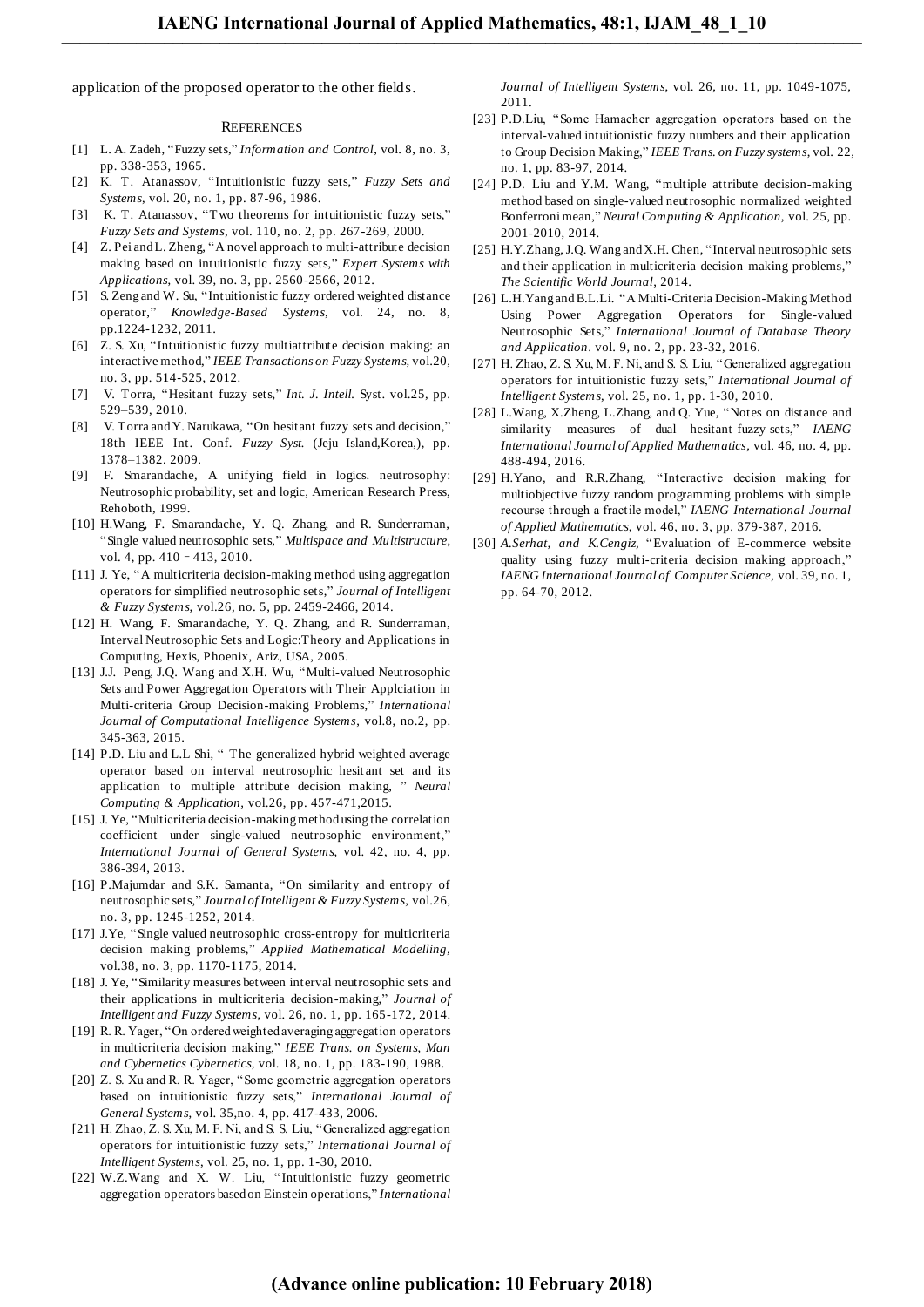application of the proposed operator to the other fields.

## REFERENCES

[1] L. A. Zadeh, "Fuzzy sets," *Information and Control*, vol. 8, no. 3, pp. 338-353, 1965.

[2] K. T. Atanassov, "Intuitionistic fuzzy sets," *Fuzzy Sets and Systems*, vol. 20, no. 1, pp. 87-96, 1986.

[3] K. T. Atanassov, "Two theorems for intuitionistic fuzzy sets," *Fuzzy Sets and Systems*, vol. 110, no. 2, pp. 267-269, 2000.

[4] Z. Pei and L. Zheng, "A novel approach to multi-attribute decision making based on intuitionistic fuzzy sets," *Expert Systems with Applications*, vol. 39, no. 3, pp. 2560-2566, 2012.

[5] S. Zeng and W. Su, "Intuitionistic fuzzy ordered weighted distance operator," *Knowledge-Based Systems*, vol. 24, no. 8, pp.1224-1232, 2011.

[6] Z. S. Xu, "Intuitionistic fuzzy multiattribute decision making: an interactive method," *IEEE Transactions on Fuzzy Systems*, vol.20, no. 3, pp. 514-525, 2012.

[7] V. Torra, "Hesitant fuzzy sets," *Int. J. Intell.* Syst. vol.25, pp. 529–539, 2010.

[8] V. Torra and Y. Narukawa, "On hesitant fuzzy sets and decision," 18th IEEE Int. Conf. *Fuzzy Syst.* (Jeju Island,Korea,), pp. 1378–1382. 2009.

[9] F. Smarandache, A unifying field in logics. neutrosophy: Neutrosophic probability, set and logic, American Research Press, Rehoboth, 1999.

[10] H.Wang, F. Smarandache, Y. Q. Zhang, and R. Sunderraman, "Single valued neutrosophic sets," *Multispace and Multistructure*, vol. 4, pp. 410–413, 2010.

[11] J. Ye, "A multicriteria decision-making method using aggregation operators for simplified neutrosophic sets," *Journal of Intelligent & Fuzzy Systems*, vol.26, no. 5, pp. 2459-2466, 2014.

[12] H. Wang, F. Smarandache, Y. Q. Zhang, and R. Sunderraman, Interval Neutrosophic Sets and Logic:Theory and Applications in Computing, Hexis, Phoenix, Ariz, USA, 2005.

[13] J.J. Peng, J.Q. Wang and X.H. Wu, "Multi-valued Neutrosophic Sets and Power Aggregation Operators with Their Applciation in Multi-criteria Group Decision-making Problems," *International Journal of Computational Intelligence Systems*, vol.8, no.2, pp. 345-363, 2015.

[14] P.D. Liu and L.L Shi, " The generalized hybrid weighted average operator based on interval neutrosophic hesitant set and its application to multiple attribute decision making, " *Neural Computing & Application*, vol.26, pp. 457-471,2015.

[15] J. Ye, "Multicriteria decision-making method using the correlation coefficient under single-valued neutrosophic environment," *International Journal of General Systems*, vol. 42, no. 4, pp. 386-394, 2013.

[16] P.Majumdar and S.K. Samanta, "On similarity and entropy of neutrosophic sets," *Journal of Intelligent & Fuzzy Systems*, vol.26, no. 3, pp. 1245-1252, 2014.

[17] J.Ye, "Single valued neutrosophic cross-entropy for multicriteria decision making problems," *Applied Mathematical Modelling*, vol.38, no. 3, pp. 1170-1175, 2014.

[18] J. Ye, "Similarity measures between interval neutrosophic sets and their applications in multicriteria decision-making," *Journal of Intelligent and Fuzzy Systems*, vol. 26, no. 1, pp. 165-172, 2014.

[19] R. R. Yager, "On ordered weighted averaging aggregation operators in multicriteria decision making," *IEEE Trans. on Systems, Man and Cybernetics Cybernetics*, vol. 18, no. 1, pp. 183-190, 1988.

[20] Z. S. Xu and R. R. Yager, "Some geometric aggregation operators based on intuitionistic fuzzy sets," *International Journal of General Systems*, vol. 35,no. 4, pp. 417-433, 2006.

[21] H. Zhao, Z. S. Xu, M. F. Ni, and S. S. Liu, "Generalized aggregation operators for intuitionistic fuzzy sets," *International Journal of Intelligent Systems*, vol. 25, no. 1, pp. 1-30, 2010.

[22] W.Z.Wang and X. W. Liu, "Intuitionistic fuzzy geometric aggregation operators based on Einstein operations," *International Journal of Intelligent Systems*, vol. 26, no. 11, pp. 1049-1075, 2011.

[23] P.D.Liu, "Some Hamacher aggregation operators based on the interval-valued intuitionistic fuzzy numbers and their application to Group Decision Making," *IEEE Trans. on Fuzzy systems*, vol. 22, no. 1, pp. 83-97, 2014.

[24] P.D. Liu and Y.M. Wang, "multiple attribute decision-making method based on single-valued neutrosophic normalized weighted Bonferroni mean," *Neural Computing & Application*, vol. 25, pp. 2001-2010, 2014.

[25] H.Y.Zhang, J.Q. Wang and X.H. Chen, "Interval neutrosophic sets and their application in multicriteria decision making problems," *The Scientific World Journal*, 2014.

[26] L.H.Yang and B.L.Li. "A Multi-Criteria Decision-Making Method Using Power Aggregation Operators for Single-valued Neutrosophic Sets," *International Journal of Database Theory and Application*. vol. 9, no. 2, pp. 23-32, 2016.

[27] H. Zhao, Z. S. Xu, M. F. Ni, and S. S. Liu, "Generalized aggregation operators for intuitionistic fuzzy sets," *International Journal of Intelligent Systems*, vol. 25, no. 1, pp. 1-30, 2010.

[28] L.Wang, X.Zheng, L.Zhang, and Q. Yue, "Notes on distance and similarity measures of dual hesitant fuzzy sets," *IAENG International Journal of Applied Mathematics*, vol. 46, no. 4, pp. 488-494, 2016.

[29] H.Yano, and R.R.Zhang, "Interactive decision making for multiobjective fuzzy random programming problems with simple recourse through a fractile model," *IAENG International Journal of Applied Mathematics*, vol. 46, no. 3, pp. 379-387, 2016.

[30] *A.Serhat, and K.Cengiz*, "Evaluation of E-commerce website quality using fuzzy multi-criteria decision making approach," *IAENG International Journal of Computer Science*, vol. 39, no. 1, pp. 64-70, 2012.